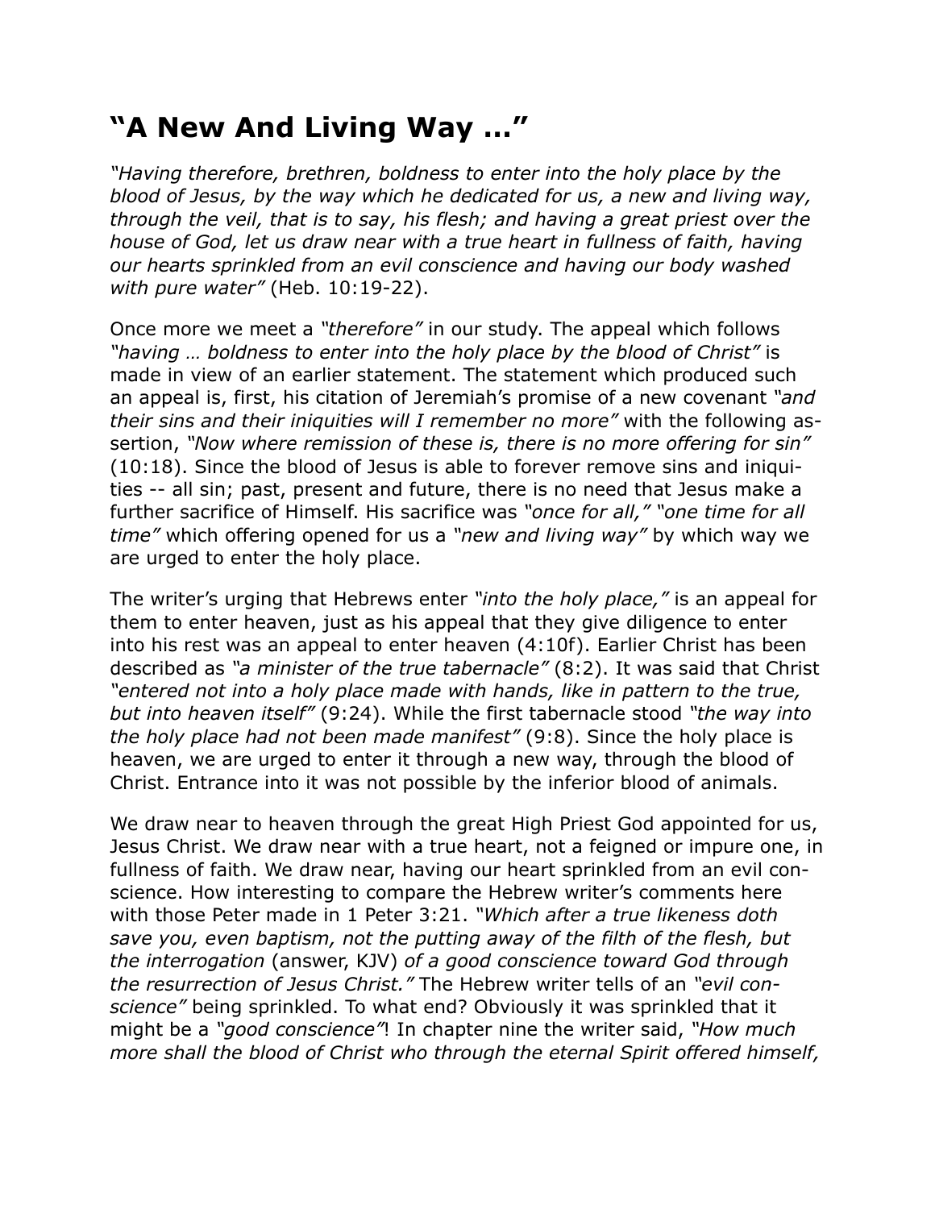# "A New And Living Way …"

*"Having therefore, brethren, boldness to enter into the holy place by the blood of Jesus, by the way which he dedicated for us, a new and living way, through the veil, that is to say, his flesh; and having a great priest over the house of God, let us draw near with a true heart in fullness of faith, having our hearts sprinkled from an evil conscience and having our body washed with pure water"* (Heb. 10:19-22).

Once more we meet a *"therefore"* in our study. The appeal which follows *"having … boldness to enter into the holy place by the blood of Christ"* is made in view of an earlier statement. The statement which produced such an appeal is, first, his citation of Jeremiah's promise of a new covenant *"and their sins and their iniquities will I remember no more"* with the following assertion, *"Now where remission of these is, there is no more offering for sin"* (10:18). Since the blood of Jesus is able to forever remove sins and iniquities -- all sin; past, present and future, there is no need that Jesus make a further sacrifice of Himself. His sacrifice was *"once for all," "one time for all time"* which offering opened for us a *"new and living way"* by which way we are urged to enter the holy place.

The writer's urging that Hebrews enter *"into the holy place,"* is an appeal for them to enter heaven, just as his appeal that they give diligence to enter into his rest was an appeal to enter heaven (4:10f). Earlier Christ has been described as *"a minister of the true tabernacle"* (8:2). It was said that Christ *"entered not into a holy place made with hands, like in pattern to the true, but into heaven itself"* (9:24). While the first tabernacle stood *"the way into the holy place had not been made manifest"* (9:8). Since the holy place is heaven, we are urged to enter it through a new way, through the blood of Christ. Entrance into it was not possible by the inferior blood of animals.

We draw near to heaven through the great High Priest God appointed for us, Jesus Christ. We draw near with a true heart, not a feigned or impure one, in fullness of faith. We draw near, having our heart sprinkled from an evil conscience. How interesting to compare the Hebrew writer's comments here with those Peter made in 1 Peter 3:21. *"Which after a true likeness doth save you, even baptism, not the putting away of the filth of the flesh, but the interrogation* (answer, KJV) *of a good conscience toward God through the resurrection of Jesus Christ."* The Hebrew writer tells of an *"evil conscience"* being sprinkled. To what end? Obviously it was sprinkled that it might be a *"good conscience"*! In chapter nine the writer said, *"How much more shall the blood of Christ who through the eternal Spirit offered himself,*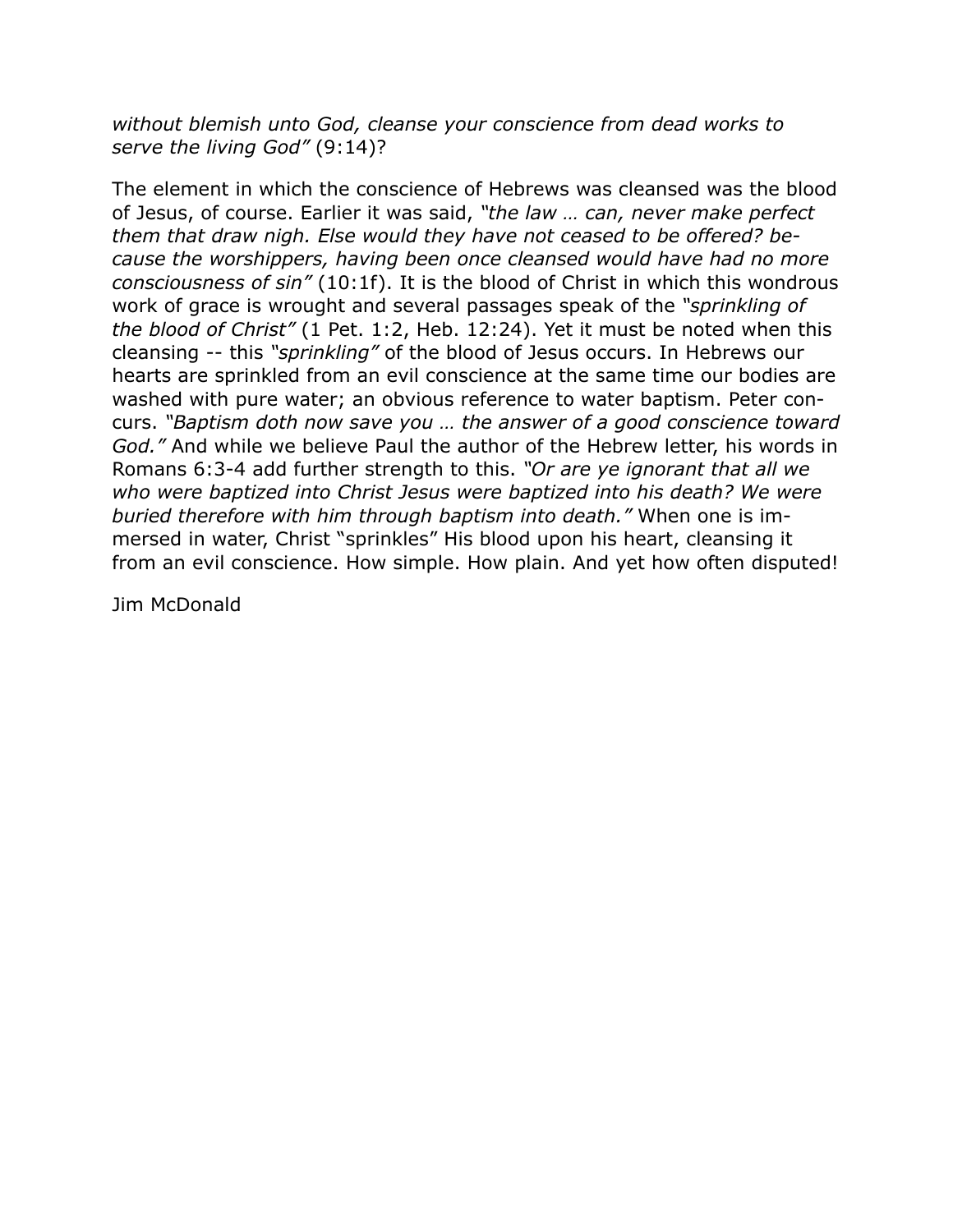*without blemish unto God, cleanse your conscience from dead works to serve the living God"* (9:14)?

The element in which the conscience of Hebrews was cleansed was the blood of Jesus, of course. Earlier it was said, *"the law … can, never make perfect them that draw nigh. Else would they have not ceased to be offered? because the worshippers, having been once cleansed would have had no more consciousness of sin"* (10:1f). It is the blood of Christ in which this wondrous work of grace is wrought and several passages speak of the *"sprinkling of the blood of Christ"* (1 Pet. 1:2, Heb. 12:24). Yet it must be noted when this cleansing -- this *"sprinkling"* of the blood of Jesus occurs. In Hebrews our hearts are sprinkled from an evil conscience at the same time our bodies are washed with pure water; an obvious reference to water baptism. Peter concurs. *"Baptism doth now save you … the answer of a good conscience toward God."* And while we believe Paul the author of the Hebrew letter, his words in Romans 6:3-4 add further strength to this. *"Or are ye ignorant that all we who were baptized into Christ Jesus were baptized into his death? We were buried therefore with him through baptism into death."* When one is immersed in water, Christ "sprinkles" His blood upon his heart, cleansing it from an evil conscience. How simple. How plain. And yet how often disputed!

Jim McDonald